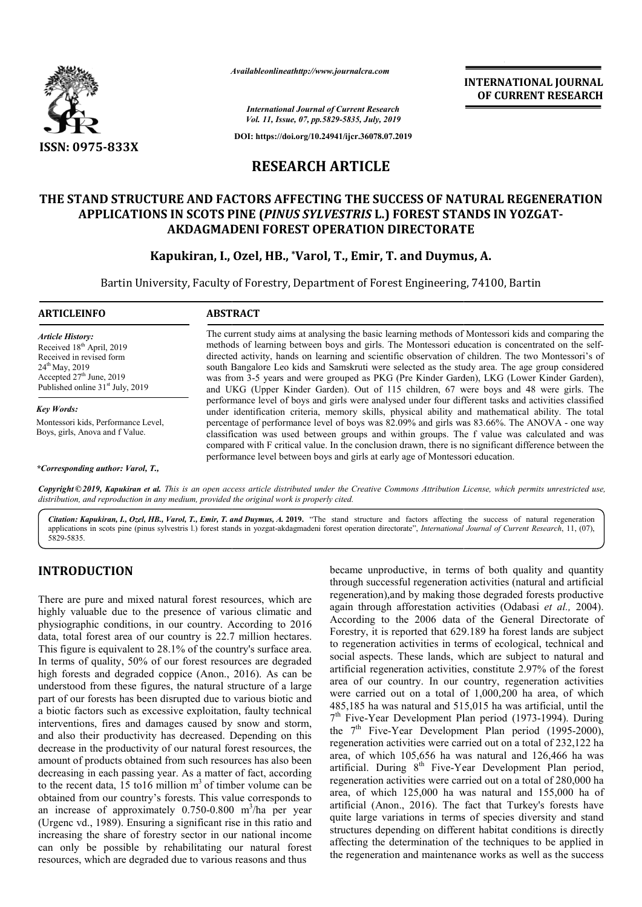*Available online at http://www.journalcra.com*

*International Journal of Current Research*
*Vol. 11, Issue, 07, pp.5829-5835, July, 2019*

**DOI: https://doi.org/10.24941/ijcr.36078.07.2019**

**INTERNATIONAL JOURNAL OF CURRENT RESEARCH**

**ISSN: 0975-833X**

# RESEARCH ARTICLE

# THE STAND STRUCTURE AND FACTORS AFFECTING THE SUCCESS OF NATURAL REGENERATION APPLICATIONS IN SCOTS PINE (*PINUS SYLVESTRIS* L.) FOREST STANDS IN YOZGAT-AKDAGMADENI FOREST OPERATION DIRECTORATE

**Kapukiran, I., Ozel, HB., *Varol, T., Emir, T. and Duymus, A.**

Bartin University, Faculty of Forestry, Department of Forest Engineering, 74100, Bartin

## ARTICLE INFO

*Article History:*
Received 18th April, 2019
Received in revised form 24th May, 2019
Accepted 27th June, 2019
Published online 31st July, 2019

*Key Words:*
Montessori kids, Performance Level, Boys, girls, Anova and f Value.

**\*Corresponding author: Varol, T.,**

## ABSTRACT

The current study aims at analysing the basic learning methods of Montessori kids and comparing the methods of learning between boys and girls. The Montessori education is concentrated on the self-directed activity, hands on learning and scientific observation of children. The two Montessori's of south Bangalore Leo kids and Samskruti were selected as the study area. The age group considered was from 3-5 years and were grouped as PKG (Pre Kinder Garden), LKG (Lower Kinder Garden), and UKG (Upper Kinder Garden). Out of 115 children, 67 were boys and 48 were girls. The performance level of boys and girls were analysed under four different tasks and activities classified under identification criteria, memory skills, physical ability and mathematical ability. The total percentage of performance level of boys was 82.09% and girls was 83.66%. The ANOVA - one way classification was used between groups and within groups. The f value was calculated and was compared with F critical value. In the conclusion drawn, there is no significant difference between the performance level between boys and girls at early age of Montessori education.

*Copyright © 2019, Kapukiran et al. This is an open access article distributed under the Creative Commons Attribution License, which permits unrestricted use, distribution, and reproduction in any medium, provided the original work is properly cited.*

***Citation:** Kapukiran, I., Ozel, HB., Varol, T., Emir, T. and Duymus, A.* **2019.** "The stand structure and factors affecting the success of natural regeneration applications in scots pine (pinus sylvestris l.) forest stands in yozgat-akdagmadeni forest operation directorate", *International Journal of Current Research*, 11, (07), 5829-5835.

## INTRODUCTION

There are pure and mixed natural forest resources, which are highly valuable due to the presence of various climatic and physiographic conditions, in our country. According to 2016 data, total forest area of our country is 22.7 million hectares. This figure is equivalent to 28.1% of the country's surface area. In terms of quality, 50% of our forest resources are degraded high forests and degraded coppice (Anon., 2016). As can be understood from these figures, the natural structure of a large part of our forests has been disrupted due to various biotic and a biotic factors such as excessive exploitation, faulty technical interventions, fires and damages caused by snow and storm, and also their productivity has decreased. Depending on this decrease in the productivity of our natural forest resources, the amount of products obtained from such resources has also been decreasing in each passing year. As a matter of fact, according to the recent data, 15 to16 million $m^3$ of timber volume can be obtained from our country's forests. This value corresponds to an increase of approximately 0.750-0.800 $m^3$/ha per year (Urgenc vd., 1989). Ensuring a significant rise in this ratio and increasing the share of forestry sector in our national income can only be possible by rehabilitating our natural forest resources, which are degraded due to various reasons and thus became unproductive, in terms of both quality and quantity through successful regeneration activities (natural and artificial regeneration),and by making those degraded forests productive again through afforestation activities (Odabasi *et al.,* 2004). According to the 2006 data of the General Directorate of Forestry, it is reported that 629.189 ha forest lands are subject to regeneration activities in terms of ecological, technical and social aspects. These lands, which are subject to natural and artificial regeneration activities, constitute 2.97% of the forest area of our country. In our country, regeneration activities were carried out on a total of 1,000,200 ha area, of which 485,185 ha was natural and 515,015 ha was artificial, until the 7th Five-Year Development Plan period (1973-1994). During the 7th Five-Year Development Plan period (1995-2000), regeneration activities were carried out on a total of 232,122 ha area, of which 105,656 ha was natural and 126,466 ha was artificial. During 8th Five-Year Development Plan period, regeneration activities were carried out on a total of 280,000 ha area, of which 125,000 ha was natural and 155,000 ha of artificial (Anon., 2016). The fact that Turkey's forests have quite large variations in terms of species diversity and stand structures depending on different habitat conditions is directly affecting the determination of the techniques to be applied in the regeneration and maintenance works as well as the success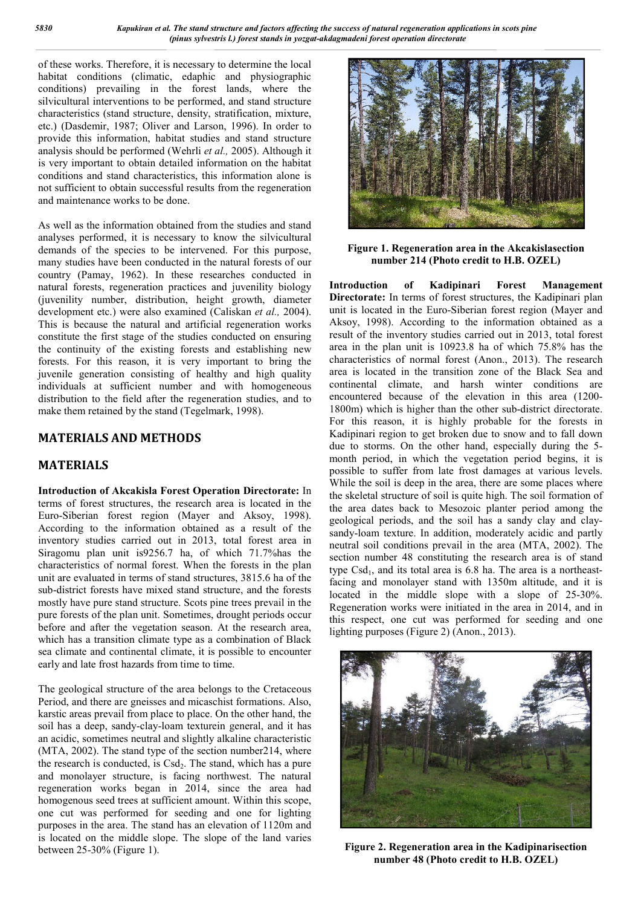of these works. Therefore, it is necessary to determine the local habitat conditions (climatic, edaphic and physiographic conditions) prevailing in the forest lands, where the silvicultural interventions to be performed, and stand structure characteristics (stand structure, density, stratification, mixture, etc.) (Dasdemir, 1987; Oliver and Larson, 1996). In order to provide this information, habitat studies and stand structure analysis should be performed (Wehrli *et al.,* 2005). Although it is very important to obtain detailed information on the habitat conditions and stand characteristics, this information alone is not sufficient to obtain successful results from the regeneration and maintenance works to be done.

As well as the information obtained from the studies and stand analyses performed, it is necessary to know the silvicultural demands of the species to be intervened. For this purpose, many studies have been conducted in the natural forests of our country (Pamay, 1962). In these researches conducted in natural forests, regeneration practices and juvenility biology (juvenility number, distribution, height growth, diameter development etc.) were also examined (Caliskan *et al.,* 2004). This is because the natural and artificial regeneration works constitute the first stage of the studies conducted on ensuring the continuity of the existing forests and establishing new forests. For this reason, it is very important to bring the juvenile generation consisting of healthy and high quality individuals at sufficient number and with homogeneous distribution to the field after the regeneration studies, and to make them retained by the stand (Tegelmark, 1998).

## MATERIALS AND METHODS

## MATERIALS

**Introduction of Akcakisla Forest Operation Directorate:** In terms of forest structures, the research area is located in the Euro-Siberian forest region (Mayer and Aksoy, 1998). According to the information obtained as a result of the inventory studies carried out in 2013, total forest area in Siragomu plan unit is9256.7 ha, of which 71.7%has the characteristics of normal forest. When the forests in the plan unit are evaluated in terms of stand structures, 3815.6 ha of the sub-district forests have mixed stand structure, and the forests mostly have pure stand structure. Scots pine trees prevail in the pure forests of the plan unit. Sometimes, drought periods occur before and after the vegetation season. At the research area, which has a transition climate type as a combination of Black sea climate and continental climate, it is possible to encounter early and late frost hazards from time to time.

The geological structure of the area belongs to the Cretaceous Period, and there are gneisses and micaschist formations. Also, karstic areas prevail from place to place. On the other hand, the soil has a deep, sandy-clay-loam texturein general, and it has an acidic, sometimes neutral and slightly alkaline characteristic (MTA, 2002). The stand type of the section number214, where the research is conducted, is $Csd_2$. The stand, which has a pure and monolayer structure, is facing northwest. The natural regeneration works began in 2014, since the area had homogenous seed trees at sufficient amount. Within this scope, one cut was performed for seeding and one for lighting purposes in the area. The stand has an elevation of 1120m and is located on the middle slope. The slope of the land varies between 25-30% (Figure 1).

**Figure 1. Regeneration area in the Akcakislasection number 214 (Photo credit to H.B. OZEL)**

**Introduction of Kadipinari Forest Management Directorate:** In terms of forest structures, the Kadipinari plan unit is located in the Euro-Siberian forest region (Mayer and Aksoy, 1998). According to the information obtained as a result of the inventory studies carried out in 2013, total forest area in the plan unit is 10923.8 ha of which 75.8% has the characteristics of normal forest (Anon., 2013). The research area is located in the transition zone of the Black Sea and continental climate, and harsh winter conditions are encountered because of the elevation in this area (1200-1800m) which is higher than the other sub-district directorate. For this reason, it is highly probable for the forests in Kadipinari region to get broken due to snow and to fall down due to storms. On the other hand, especially during the 5-month period, in which the vegetation period begins, it is possible to suffer from late frost damages at various levels. While the soil is deep in the area, there are some places where the skeletal structure of soil is quite high. The soil formation of the area dates back to Mesozoic planter period among the geological periods, and the soil has a sandy clay and clay-sandy-loam texture. In addition, moderately acidic and partly neutral soil conditions prevail in the area (MTA, 2002). The section number 48 constituting the research area is of stand type $Csd_1$, and its total area is 6.8 ha. The area is a northeast-facing and monolayer stand with 1350m altitude, and it is located in the middle slope with a slope of 25-30%. Regeneration works were initiated in the area in 2014, and in this respect, one cut was performed for seeding and one lighting purposes (Figure 2) (Anon., 2013).

**Figure 2. Regeneration area in the Kadipinarisection number 48 (Photo credit to H.B. OZEL)**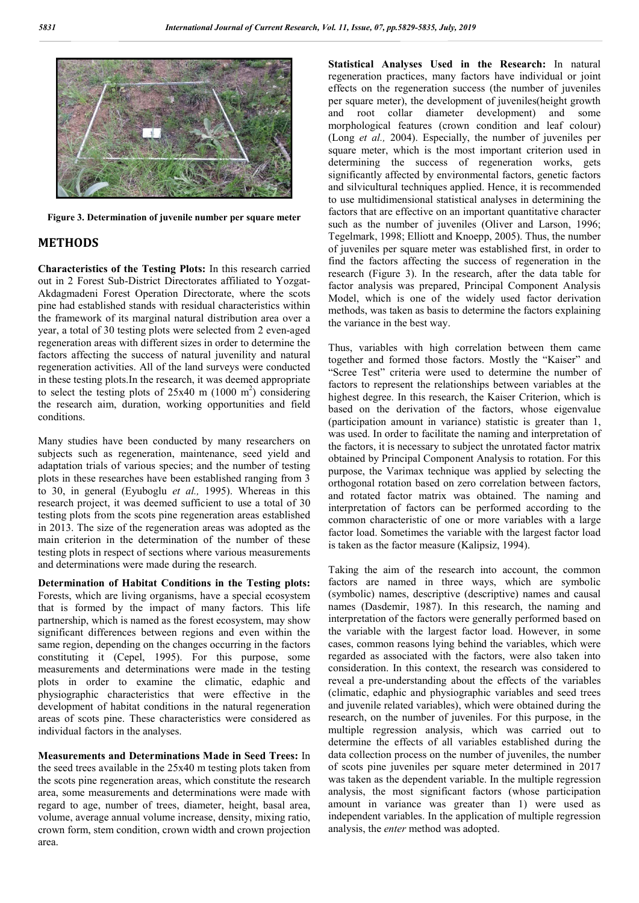Figure 3. Determination of juvenile number per square meter

## METHODS

**Characteristics of the Testing Plots:** In this research carried out in 2 Forest Sub-District Directorates affiliated to Yozgat-Akdagmadeni Forest Operation Directorate, where the scots pine had established stands with residual characteristics within the framework of its marginal natural distribution area over a year, a total of 30 testing plots were selected from 2 even-aged regeneration areas with different sizes in order to determine the factors affecting the success of natural juvenility and natural regeneration activities. All of the land surveys were conducted in these testing plots.In the research, it was deemed appropriate to select the testing plots of 25x40 m (1000 m$^2$) considering the research aim, duration, working opportunities and field conditions.

Many studies have been conducted by many researchers on subjects such as regeneration, maintenance, seed yield and adaptation trials of various species; and the number of testing plots in these researches have been established ranging from 3 to 30, in general (Eyuboglu *et al.,* 1995). Whereas in this research project, it was deemed sufficient to use a total of 30 testing plots from the scots pine regeneration areas established in 2013. The size of the regeneration areas was adopted as the main criterion in the determination of the number of these testing plots in respect of sections where various measurements and determinations were made during the research.

**Determination of Habitat Conditions in the Testing plots:** Forests, which are living organisms, have a special ecosystem that is formed by the impact of many factors. This life partnership, which is named as the forest ecosystem, may show significant differences between regions and even within the same region, depending on the changes occurring in the factors constituting it (Cepel, 1995). For this purpose, some measurements and determinations were made in the testing plots in order to examine the climatic, edaphic and physiographic characteristics that were effective in the development of habitat conditions in the natural regeneration areas of scots pine. These characteristics were considered as individual factors in the analyses.

**Measurements and Determinations Made in Seed Trees:** In the seed trees available in the 25x40 m testing plots taken from the scots pine regeneration areas, which constitute the research area, some measurements and determinations were made with regard to age, number of trees, diameter, height, basal area, volume, average annual volume increase, density, mixing ratio, crown form, stem condition, crown width and crown projection area.

**Statistical Analyses Used in the Research:** In natural regeneration practices, many factors have individual or joint effects on the regeneration success (the number of juveniles per square meter), the development of juveniles(height growth and root collar diameter development) and some morphological features (crown condition and leaf colour) (Long *et al.,* 2004). Especially, the number of juveniles per square meter, which is the most important criterion used in determining the success of regeneration works, gets significantly affected by environmental factors, genetic factors and silvicultural techniques applied. Hence, it is recommended to use multidimensional statistical analyses in determining the factors that are effective on an important quantitative character such as the number of juveniles (Oliver and Larson, 1996; Tegelmark, 1998; Elliott and Knoepp, 2005). Thus, the number of juveniles per square meter was established first, in order to find the factors affecting the success of regeneration in the research (Figure 3). In the research, after the data table for factor analysis was prepared, Principal Component Analysis Model, which is one of the widely used factor derivation methods, was taken as basis to determine the factors explaining the variance in the best way.

Thus, variables with high correlation between them came together and formed those factors. Mostly the "Kaiser" and "Scree Test" criteria were used to determine the number of factors to represent the relationships between variables at the highest degree. In this research, the Kaiser Criterion, which is based on the derivation of the factors, whose eigenvalue (participation amount in variance) statistic is greater than 1, was used. In order to facilitate the naming and interpretation of the factors, it is necessary to subject the unrotated factor matrix obtained by Principal Component Analysis to rotation. For this purpose, the Varimax technique was applied by selecting the orthogonal rotation based on zero correlation between factors, and rotated factor matrix was obtained. The naming and interpretation of factors can be performed according to the common characteristic of one or more variables with a large factor load. Sometimes the variable with the largest factor load is taken as the factor measure (Kalipsiz, 1994).

Taking the aim of the research into account, the common factors are named in three ways, which are symbolic (symbolic) names, descriptive (descriptive) names and causal names (Dasdemir, 1987). In this research, the naming and interpretation of the factors were generally performed based on the variable with the largest factor load. However, in some cases, common reasons lying behind the variables, which were regarded as associated with the factors, were also taken into consideration. In this context, the research was considered to reveal a pre-understanding about the effects of the variables (climatic, edaphic and physiographic variables and seed trees and juvenile related variables), which were obtained during the research, on the number of juveniles. For this purpose, in the multiple regression analysis, which was carried out to determine the effects of all variables established during the data collection process on the number of juveniles, the number of scots pine juveniles per square meter determined in 2017 was taken as the dependent variable. In the multiple regression analysis, the most significant factors (whose participation amount in variance was greater than 1) were used as independent variables. In the application of multiple regression analysis, the *enter* method was adopted.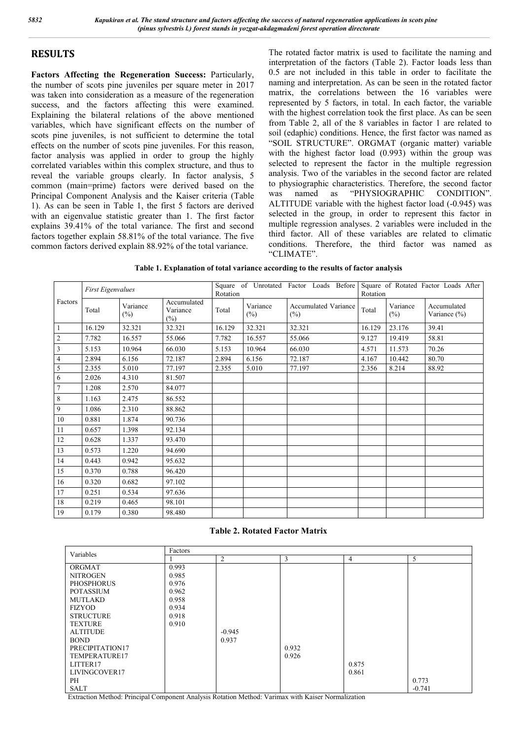## RESULTS

**Factors Affecting the Regeneration Success:** Particularly, the number of scots pine juveniles per square meter in 2017 was taken into consideration as a measure of the regeneration success, and the factors affecting this were examined. Explaining the bilateral relations of the above mentioned variables, which have significant effects on the number of scots pine juveniles, is not sufficient to determine the total effects on the number of scots pine juveniles. For this reason, factor analysis was applied in order to group the highly correlated variables within this complex structure, and thus to reveal the variable groups clearly. In factor analysis, 5 common (main=prime) factors were derived based on the Principal Component Analysis and the Kaiser criteria (Table 1). As can be seen in Table 1, the first 5 factors are derived with an eigenvalue statistic greater than 1. The first factor explains 39.41% of the total variance. The first and second factors together explain 58.81% of the total variance. The five common factors derived explain 88.92% of the total variance.

The rotated factor matrix is used to facilitate the naming and interpretation of the factors (Table 2). Factor loads less than 0.5 are not included in this table in order to facilitate the naming and interpretation. As can be seen in the rotated factor matrix, the correlations between the 16 variables were represented by 5 factors, in total. In each factor, the variable with the highest correlation took the first place. As can be seen from Table 2, all of the 8 variables in factor 1 are related to soil (edaphic) conditions. Hence, the first factor was named as "SOIL STRUCTURE". ORGMAT (organic matter) variable with the highest factor load (0.993) within the group was selected to represent the factor in the multiple regression analysis. Two of the variables in the second factor are related to physiographic characteristics. Therefore, the second factor was named as "PHYSIOGRAPHIC CONDITION". ALTITUDE variable with the highest factor load (-0.945) was selected in the group, in order to represent this factor in multiple regression analyses. 2 variables were included in the third factor. All of these variables are related to climatic conditions. Therefore, the third factor was named as "CLIMATE".

**Table 1. Explanation of total variance according to the results of factor analysis**

| Factors | *First Eigenvalues* | | | Square of Unrotated Factor Loads Before Rotation | | | Square of Rotated Factor Loads After Rotation | | |
|---|---|---|---|---|---|---|---|---|---|
| | Total | Variance (%) | Accumulated Variance (%) | Total | Variance (%) | Accumulated Variance (%) | Total | Variance (%) | Accumulated Variance (%) |
| 1 | 16.129 | 32.321 | 32.321 | 16.129 | 32.321 | 32.321 | 16.129 | 23.176 | 39.41 |
| 2 | 7.782 | 16.557 | 55.066 | 7.782 | 16.557 | 55.066 | 9.127 | 19.419 | 58.81 |
| 3 | 5.153 | 10.964 | 66.030 | 5.153 | 10.964 | 66.030 | 4.571 | 11.573 | 70.26 |
| 4 | 2.894 | 6.156 | 72.187 | 2.894 | 6.156 | 72.187 | 4.167 | 10.442 | 80.70 |
| 5 | 2.355 | 5.010 | 77.197 | 2.355 | 5.010 | 77.197 | 2.356 | 8.214 | 88.92 |
| 6 | 2.026 | 4.310 | 81.507 | | | | | | |
| 7 | 1.208 | 2.570 | 84.077 | | | | | | |
| 8 | 1.163 | 2.475 | 86.552 | | | | | | |
| 9 | 1.086 | 2.310 | 88.862 | | | | | | |
| 10 | 0.881 | 1.874 | 90.736 | | | | | | |
| 11 | 0.657 | 1.398 | 92.134 | | | | | | |
| 12 | 0.628 | 1.337 | 93.470 | | | | | | |
| 13 | 0.573 | 1.220 | 94.690 | | | | | | |
| 14 | 0.443 | 0.942 | 95.632 | | | | | | |
| 15 | 0.370 | 0.788 | 96.420 | | | | | | |
| 16 | 0.320 | 0.682 | 97.102 | | | | | | |
| 17 | 0.251 | 0.534 | 97.636 | | | | | | |
| 18 | 0.219 | 0.465 | 98.101 | | | | | | |
| 19 | 0.179 | 0.380 | 98.480 | | | | | | |

**Table 2. Rotated Factor Matrix**

| Variables | Factors | | | | |
|---|---|---|---|---|---|
| | 1 | 2 | 3 | 4 | 5 |
| ORGMAT | 0.993 | | | | |
| NITROGEN | 0.985 | | | | |
| PHOSPHORUS | 0.976 | | | | |
| POTASSIUM | 0.962 | | | | |
| MUTLAKD | 0.958 | | | | |
| FIZYOD | 0.934 | | | | |
| STRUCTURE | 0.918 | | | | |
| TEXTURE | 0.910 | | | | |
| ALTITUDE | | -0.945 | | | |
| BOND | | 0.937 | | | |
| PRECIPITATION17 | | | 0.932 | | |
| TEMPERATURE17 | | | 0.926 | | |
| LITTER17 | | | | 0.875 | |
| LIVINGCOVER17 | | | | 0.861 | |
| PH | | | | | 0.773 |
| SALT | | | | | -0.741 |

Extraction Method: Principal Component Analysis Rotation Method: Varimax with Kaiser Normalization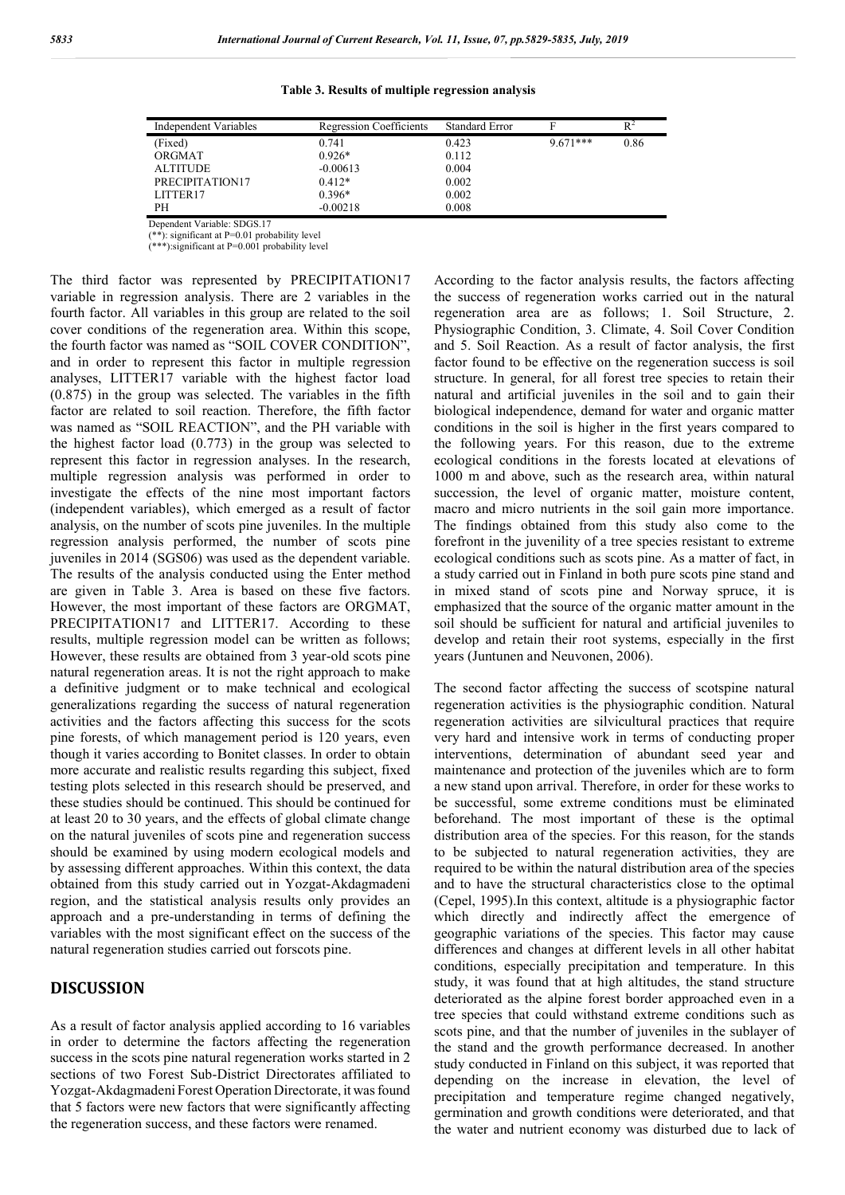**Table 3. Results of multiple regression analysis**

| Independent Variables | Regression Coefficients | Standard Error | F | $R^2$ |
|---|---|---|---|---|
| (Fixed) | 0.741 | 0.423 | 9.671*** | 0.86 |
| ORGMAT | 0.926* | 0.112 | | |
| ALTITUDE | -0.00613 | 0.004 | | |
| PRECIPITATION17 | 0.412* | 0.002 | | |
| LITTER17 | 0.396* | 0.002 | | |
| PH | -0.00218 | 0.008 | | |

Dependent Variable: SDGS.17

(**): significant at P=0.01 probability level

(***):significant at P=0.001 probability level

The third factor was represented by PRECIPITATION17 variable in regression analysis. There are 2 variables in the fourth factor. All variables in this group are related to the soil cover conditions of the regeneration area. Within this scope, the fourth factor was named as "SOIL COVER CONDITION", and in order to represent this factor in multiple regression analyses, LITTER17 variable with the highest factor load (0.875) in the group was selected. The variables in the fifth factor are related to soil reaction. Therefore, the fifth factor was named as "SOIL REACTION", and the PH variable with the highest factor load (0.773) in the group was selected to represent this factor in regression analyses. In the research, multiple regression analysis was performed in order to investigate the effects of the nine most important factors (independent variables), which emerged as a result of factor analysis, on the number of scots pine juveniles. In the multiple regression analysis performed, the number of scots pine juveniles in 2014 (SGS06) was used as the dependent variable. The results of the analysis conducted using the Enter method are given in Table 3. Area is based on these five factors. However, the most important of these factors are ORGMAT, PRECIPITATION17 and LITTER17. According to these results, multiple regression model can be written as follows; However, these results are obtained from 3 year-old scots pine natural regeneration areas. It is not the right approach to make a definitive judgment or to make technical and ecological generalizations regarding the success of natural regeneration activities and the factors affecting this success for the scots pine forests, of which management period is 120 years, even though it varies according to Bonitet classes. In order to obtain more accurate and realistic results regarding this subject, fixed testing plots selected in this research should be preserved, and these studies should be continued. This should be continued for at least 20 to 30 years, and the effects of global climate change on the natural juveniles of scots pine and regeneration success should be examined by using modern ecological models and by assessing different approaches. Within this context, the data obtained from this study carried out in Yozgat-Akdagmadeni region, and the statistical analysis results only provides an approach and a pre-understanding in terms of defining the variables with the most significant effect on the success of the natural regeneration studies carried out forscots pine.

## DISCUSSION

As a result of factor analysis applied according to 16 variables in order to determine the factors affecting the regeneration success in the scots pine natural regeneration works started in 2 sections of two Forest Sub-District Directorates affiliated to Yozgat-Akdagmadeni Forest Operation Directorate, it was found that 5 factors were new factors that were significantly affecting the regeneration success, and these factors were renamed.

According to the factor analysis results, the factors affecting the success of regeneration works carried out in the natural regeneration area are as follows; 1. Soil Structure, 2. Physiographic Condition, 3. Climate, 4. Soil Cover Condition and 5. Soil Reaction. As a result of factor analysis, the first factor found to be effective on the regeneration success is soil structure. In general, for all forest tree species to retain their natural and artificial juveniles in the soil and to gain their biological independence, demand for water and organic matter conditions in the soil is higher in the first years compared to the following years. For this reason, due to the extreme ecological conditions in the forests located at elevations of 1000 m and above, such as the research area, within natural succession, the level of organic matter, moisture content, macro and micro nutrients in the soil gain more importance. The findings obtained from this study also come to the forefront in the juvenility of a tree species resistant to extreme ecological conditions such as scots pine. As a matter of fact, in a study carried out in Finland in both pure scots pine stand and in mixed stand of scots pine and Norway spruce, it is emphasized that the source of the organic matter amount in the soil should be sufficient for natural and artificial juveniles to develop and retain their root systems, especially in the first years (Juntunen and Neuvonen, 2006).

The second factor affecting the success of scotspine natural regeneration activities is the physiographic condition. Natural regeneration activities are silvicultural practices that require very hard and intensive work in terms of conducting proper interventions, determination of abundant seed year and maintenance and protection of the juveniles which are to form a new stand upon arrival. Therefore, in order for these works to be successful, some extreme conditions must be eliminated beforehand. The most important of these is the optimal distribution area of the species. For this reason, for the stands to be subjected to natural regeneration activities, they are required to be within the natural distribution area of the species and to have the structural characteristics close to the optimal (Cepel, 1995).In this context, altitude is a physiographic factor which directly and indirectly affect the emergence of geographic variations of the species. This factor may cause differences and changes at different levels in all other habitat conditions, especially precipitation and temperature. In this study, it was found that at high altitudes, the stand structure deteriorated as the alpine forest border approached even in a tree species that could withstand extreme conditions such as scots pine, and that the number of juveniles in the sublayer of the stand and the growth performance decreased. In another study conducted in Finland on this subject, it was reported that depending on the increase in elevation, the level of precipitation and temperature regime changed negatively, germination and growth conditions were deteriorated, and that the water and nutrient economy was disturbed due to lack of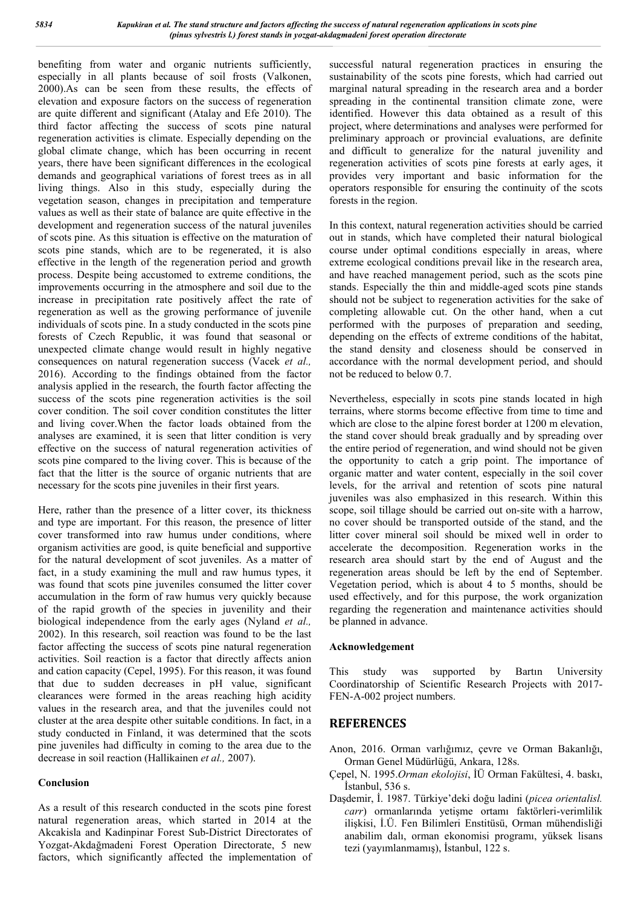benefiting from water and organic nutrients sufficiently, especially in all plants because of soil frosts (Valkonen, 2000).As can be seen from these results, the effects of elevation and exposure factors on the success of regeneration are quite different and significant (Atalay and Efe 2010). The third factor affecting the success of scots pine natural regeneration activities is climate. Especially depending on the global climate change, which has been occurring in recent years, there have been significant differences in the ecological demands and geographical variations of forest trees as in all living things. Also in this study, especially during the vegetation season, changes in precipitation and temperature values as well as their state of balance are quite effective in the development and regeneration success of the natural juveniles of scots pine. As this situation is effective on the maturation of scots pine stands, which are to be regenerated, it is also effective in the length of the regeneration period and growth process. Despite being accustomed to extreme conditions, the improvements occurring in the atmosphere and soil due to the increase in precipitation rate positively affect the rate of regeneration as well as the growing performance of juvenile individuals of scots pine. In a study conducted in the scots pine forests of Czech Republic, it was found that seasonal or unexpected climate change would result in highly negative consequences on natural regeneration success (Vacek *et al.,* 2016). According to the findings obtained from the factor analysis applied in the research, the fourth factor affecting the success of the scots pine regeneration activities is the soil cover condition. The soil cover condition constitutes the litter and living cover.When the factor loads obtained from the analyses are examined, it is seen that litter condition is very effective on the success of natural regeneration activities of scots pine compared to the living cover. This is because of the fact that the litter is the source of organic nutrients that are necessary for the scots pine juveniles in their first years.

Here, rather than the presence of a litter cover, its thickness and type are important. For this reason, the presence of litter cover transformed into raw humus under conditions, where organism activities are good, is quite beneficial and supportive for the natural development of scot juveniles. As a matter of fact, in a study examining the mull and raw humus types, it was found that scots pine juveniles consumed the litter cover accumulation in the form of raw humus very quickly because of the rapid growth of the species in juvenility and their biological independence from the early ages (Nyland *et al.,* 2002). In this research, soil reaction was found to be the last factor affecting the success of scots pine natural regeneration activities. Soil reaction is a factor that directly affects anion and cation capacity (Cepel, 1995). For this reason, it was found that due to sudden decreases in pH value, significant clearances were formed in the areas reaching high acidity values in the research area, and that the juveniles could not cluster at the area despite other suitable conditions. In fact, in a study conducted in Finland, it was determined that the scots pine juveniles had difficulty in coming to the area due to the decrease in soil reaction (Hallikainen *et al.,* 2007).

### Conclusion

As a result of this research conducted in the scots pine forest natural regeneration areas, which started in 2014 at the Akcakisla and Kadinpinar Forest Sub-District Directorates of Yozgat-Akdağmadeni Forest Operation Directorate, 5 new factors, which significantly affected the implementation of successful natural regeneration practices in ensuring the sustainability of the scots pine forests, which had carried out marginal natural spreading in the research area and a border spreading in the continental transition climate zone, were identified. However this data obtained as a result of this project, where determinations and analyses were performed for preliminary approach or provincial evaluations, are definite and difficult to generalize for the natural juvenility and regeneration activities of scots pine forests at early ages, it provides very important and basic information for the operators responsible for ensuring the continuity of the scots forests in the region.

In this context, natural regeneration activities should be carried out in stands, which have completed their natural biological course under optimal conditions especially in areas, where extreme ecological conditions prevail like in the research area, and have reached management period, such as the scots pine stands. Especially the thin and middle-aged scots pine stands should not be subject to regeneration activities for the sake of completing allowable cut. On the other hand, when a cut performed with the purposes of preparation and seeding, depending on the effects of extreme conditions of the habitat, the stand density and closeness should be conserved in accordance with the normal development period, and should not be reduced to below 0.7.

Nevertheless, especially in scots pine stands located in high terrains, where storms become effective from time to time and which are close to the alpine forest border at 1200 m elevation, the stand cover should break gradually and by spreading over the entire period of regeneration, and wind should not be given the opportunity to catch a grip point. The importance of organic matter and water content, especially in the soil cover levels, for the arrival and retention of scots pine natural juveniles was also emphasized in this research. Within this scope, soil tillage should be carried out on-site with a harrow, no cover should be transported outside of the stand, and the litter cover mineral soil should be mixed well in order to accelerate the decomposition. Regeneration works in the research area should start by the end of August and the regeneration areas should be left by the end of September. Vegetation period, which is about 4 to 5 months, should be used effectively, and for this purpose, the work organization regarding the regeneration and maintenance activities should be planned in advance.

### Acknowledgement

This study was supported by Bartın University Coordinatorship of Scientific Research Projects with 2017-FEN-A-002 project numbers.

## REFERENCES

Anon, 2016. Orman varlığımız, çevre ve Orman Bakanlığı, Orman Genel Müdürlüğü, Ankara, 128s.

Çepel, N. 1995.*Orman ekolojisi*, İÜ Orman Fakültesi, 4. baskı, İstanbul, 536 s.

Daşdemir, İ. 1987. Türkiye'deki doğu ladini (*picea orientalisl. carr*) ormanlarında yetişme ortamı faktörleri-verimlilik ilişkisi, İ.Ü. Fen Bilimleri Enstitüsü, Orman mühendisliği anabilim dalı, orman ekonomisi programı, yüksek lisans tezi (yayımlanmamış), İstanbul, 122 s.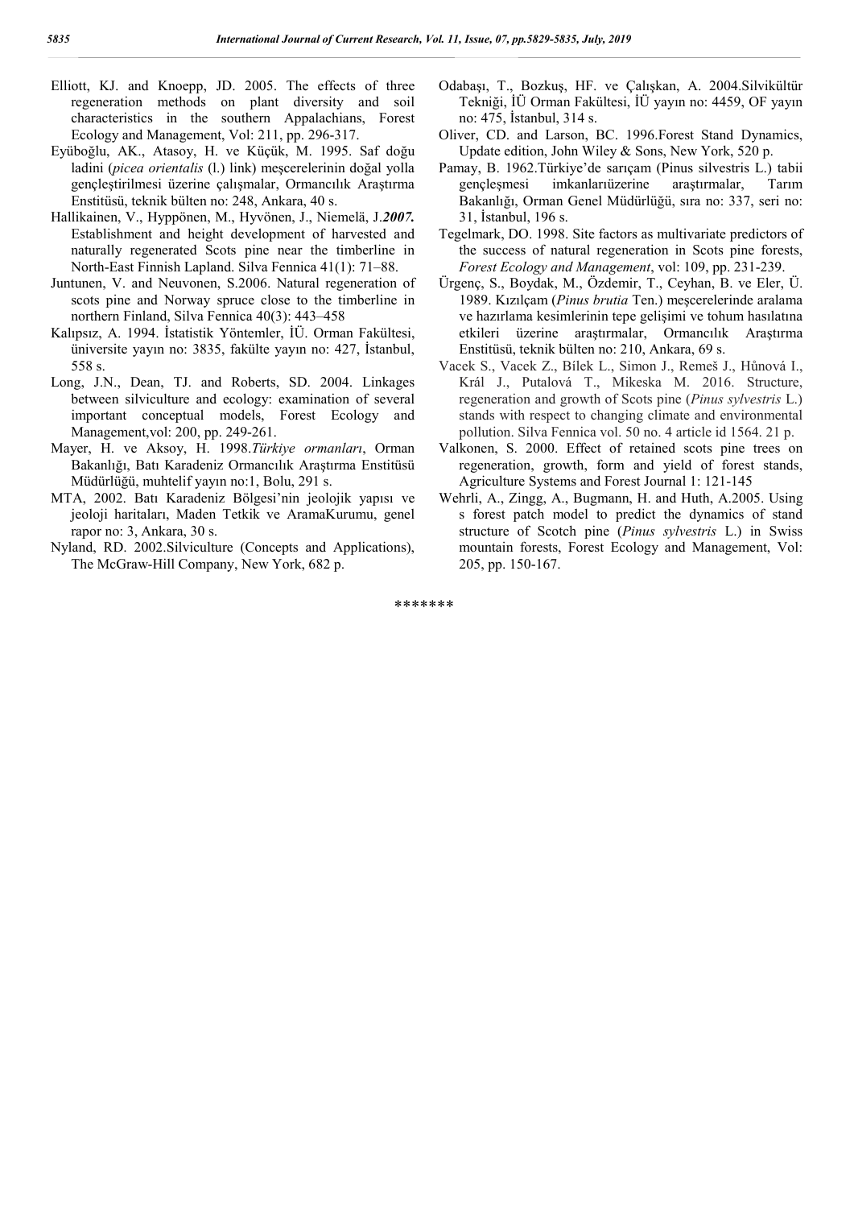Elliott, KJ. and Knoepp, JD. 2005. The effects of three regeneration methods on plant diversity and soil characteristics in the southern Appalachians, Forest Ecology and Management, Vol: 211, pp. 296-317.

Eyüboğlu, AK., Atasoy, H. ve Küçük, M. 1995. Saf doğu ladini (*picea orientalis* (l.) link) meşcerelerinin doğal yolla gençleştirilmesi üzerine çalışmalar, Ormancılık Araştırma Enstitüsü, teknik bülten no: 248, Ankara, 40 s.

Hallikainen, V., Hyppönen, M., Hyvönen, J., Niemelä, J.***2007.*** Establishment and height development of harvested and naturally regenerated Scots pine near the timberline in North-East Finnish Lapland. Silva Fennica 41(1): 71–88.

Juntunen, V. and Neuvonen, S.2006. Natural regeneration of scots pine and Norway spruce close to the timberline in northern Finland, Silva Fennica 40(3): 443–458

Kalıpsız, A. 1994. İstatistik Yöntemler, İÜ. Orman Fakültesi, üniversite yayın no: 3835, fakülte yayın no: 427, İstanbul, 558 s.

Long, J.N., Dean, TJ. and Roberts, SD. 2004. Linkages between silviculture and ecology: examination of several important conceptual models, Forest Ecology and Management,vol: 200, pp. 249-261.

Mayer, H. ve Aksoy, H. 1998.*Türkiye ormanları*, Orman Bakanlığı, Batı Karadeniz Ormancılık Araştırma Enstitüsü Müdürlüğü, muhtelif yayın no:1, Bolu, 291 s.

MTA, 2002. Batı Karadeniz Bölgesi'nin jeolojik yapısı ve jeoloji haritaları, Maden Tetkik ve AramaKurumu, genel rapor no: 3, Ankara, 30 s.

Nyland, RD. 2002.Silviculture (Concepts and Applications), The McGraw-Hill Company, New York, 682 p.

Odabaşı, T., Bozkuş, HF. ve Çalışkan, A. 2004.Silvikültür Tekniği, İÜ Orman Fakültesi, İÜ yayın no: 4459, OF yayın no: 475, İstanbul, 314 s.

Oliver, CD. and Larson, BC. 1996.Forest Stand Dynamics, Update edition, John Wiley & Sons, New York, 520 p.

Pamay, B. 1962.Türkiye'de sarıçam (Pinus silvestris L.) tabii gençleşmesi imkanlarıüzerine araştırmalar, Tarım Bakanlığı, Orman Genel Müdürlüğü, sıra no: 337, seri no: 31, İstanbul, 196 s.

Tegelmark, DO. 1998. Site factors as multivariate predictors of the success of natural regeneration in Scots pine forests, *Forest Ecology and Management*, vol: 109, pp. 231-239.

Ürgenç, S., Boydak, M., Özdemir, T., Ceyhan, B. ve Eler, Ü. 1989. Kızılçam (*Pinus brutia* Ten.) meşcerelerinde aralama ve hazırlama kesimlerinin tepe gelişimi ve tohum hasılatına etkileri üzerine araştırmalar, Ormancılık Araştırma Enstitüsü, teknik bülten no: 210, Ankara, 69 s.

Vacek S., Vacek Z., Bílek L., Simon J., Remeš J., Hůnová I., Král J., Putalová T., Mikeska M. 2016. Structure, regeneration and growth of Scots pine (*Pinus sylvestris* L.) stands with respect to changing climate and environmental pollution. Silva Fennica vol. 50 no. 4 article id 1564. 21 p.

Valkonen, S. 2000. Effect of retained scots pine trees on regeneration, growth, form and yield of forest stands, Agriculture Systems and Forest Journal 1: 121-145

Wehrli, A., Zingg, A., Bugmann, H. and Huth, A.2005. Using s forest patch model to predict the dynamics of stand structure of Scotch pine (*Pinus sylvestris* L.) in Swiss mountain forests, Forest Ecology and Management, Vol: 205, pp. 150-167.

\*\*\*\*\*\*\*